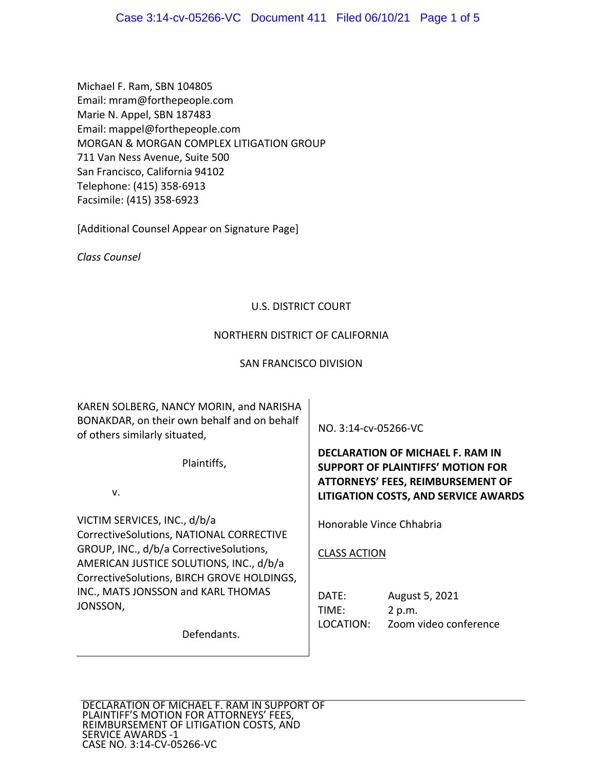Michael F. Ram, SBN 104805
Email: mram@forthepeople.com
Marie N. Appel, SBN 187483
Email: mappel@forthepeople.com
MORGAN & MORGAN COMPLEX LITIGATION GROUP
711 Van Ness Avenue, Suite 500
San Francisco, California 94102
Telephone: (415) 358-6913
Facsimile: (415) 358-6923

[Additional Counsel Appear on Signature Page]

*Class Counsel*

U.S. DISTRICT COURT

NORTHERN DISTRICT OF CALIFORNIA

SAN FRANCISCO DIVISION

KAREN SOLBERG, NANCY MORIN, and NARISHA BONAKDAR, on their own behalf and on behalf of others similarly situated,

Plaintiffs,

v.

VICTIM SERVICES, INC., d/b/a CorrectiveSolutions, NATIONAL CORRECTIVE GROUP, INC., d/b/a CorrectiveSolutions, AMERICAN JUSTICE SOLUTIONS, INC., d/b/a CorrectiveSolutions, BIRCH GROVE HOLDINGS, INC., MATS JONSSON and KARL THOMAS JONSSON,

Defendants.

NO. 3:14-cv-05266-VC

**DECLARATION OF MICHAEL F. RAM IN SUPPORT OF PLAINTIFFS' MOTION FOR ATTORNEYS' FEES, REIMBURSEMENT OF LITIGATION COSTS, AND SERVICE AWARDS**

Honorable Vince Chhabria

CLASS ACTION

DATE: August 5, 2021
TIME: 2 p.m.
LOCATION: Zoom video conference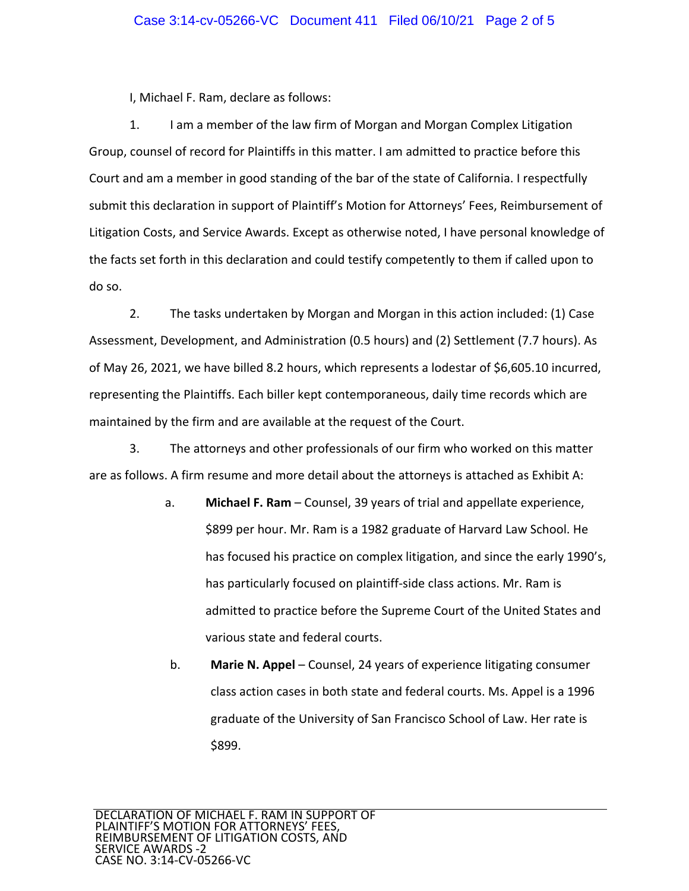I, Michael F. Ram, declare as follows:

1. I am a member of the law firm of Morgan and Morgan Complex Litigation Group, counsel of record for Plaintiffs in this matter. I am admitted to practice before this Court and am a member in good standing of the bar of the state of California. I respectfully submit this declaration in support of Plaintiff's Motion for Attorneys' Fees, Reimbursement of Litigation Costs, and Service Awards. Except as otherwise noted, I have personal knowledge of the facts set forth in this declaration and could testify competently to them if called upon to do so.

2. The tasks undertaken by Morgan and Morgan in this action included: (1) Case Assessment, Development, and Administration (0.5 hours) and (2) Settlement (7.7 hours). As of May 26, 2021, we have billed 8.2 hours, which represents a lodestar of $6,605.10 incurred, representing the Plaintiffs. Each biller kept contemporaneous, daily time records which are maintained by the firm and are available at the request of the Court.

3. The attorneys and other professionals of our firm who worked on this matter are as follows. A firm resume and more detail about the attorneys is attached as Exhibit A:

   a. **Michael F. Ram** – Counsel, 39 years of trial and appellate experience, $899 per hour. Mr. Ram is a 1982 graduate of Harvard Law School. He has focused his practice on complex litigation, and since the early 1990's, has particularly focused on plaintiff-side class actions. Mr. Ram is admitted to practice before the Supreme Court of the United States and various state and federal courts.

   b. **Marie N. Appel** – Counsel, 24 years of experience litigating consumer class action cases in both state and federal courts. Ms. Appel is a 1996 graduate of the University of San Francisco School of Law. Her rate is $899.

DECLARATION OF MICHAEL F. RAM IN SUPPORT OF PLAINTIFF'S MOTION FOR ATTORNEYS' FEES, REIMBURSEMENT OF LITIGATION COSTS, AND SERVICE AWARDS -2
CASE NO. 3:14-CV-05266-VC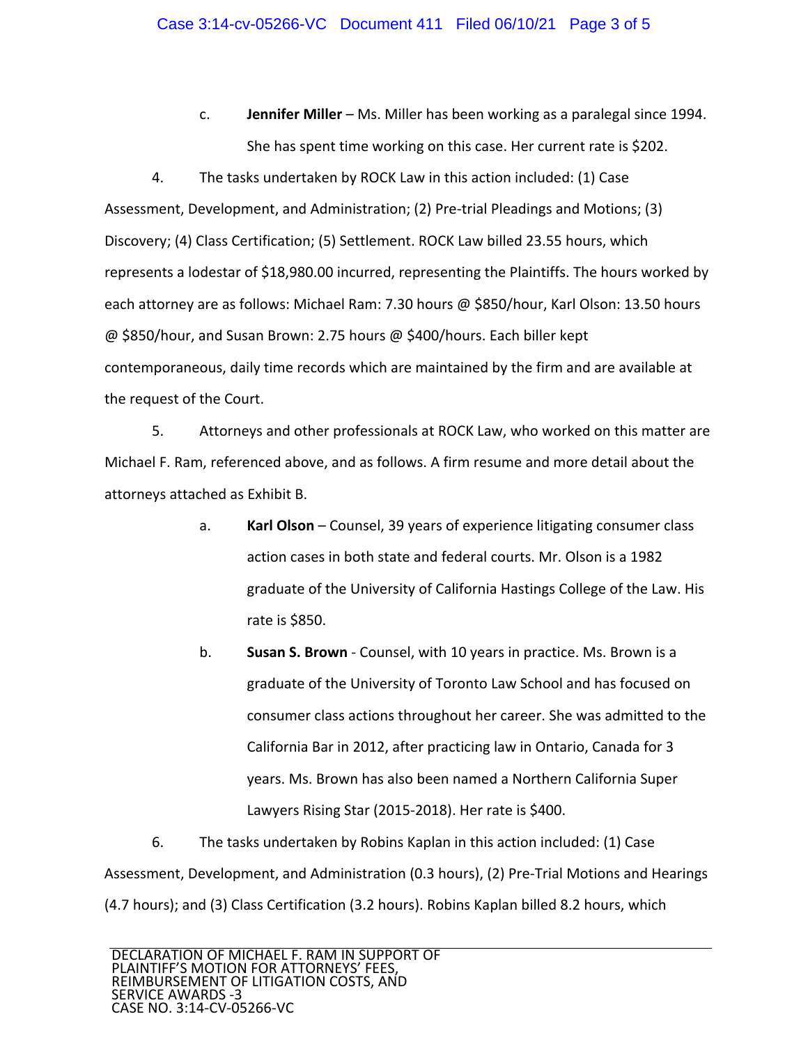c. **Jennifer Miller** – Ms. Miller has been working as a paralegal since 1994. She has spent time working on this case. Her current rate is $202.

4. The tasks undertaken by ROCK Law in this action included: (1) Case Assessment, Development, and Administration; (2) Pre-trial Pleadings and Motions; (3) Discovery; (4) Class Certification; (5) Settlement. ROCK Law billed 23.55 hours, which represents a lodestar of $18,980.00 incurred, representing the Plaintiffs. The hours worked by each attorney are as follows: Michael Ram: 7.30 hours @ $850/hour, Karl Olson: 13.50 hours @ $850/hour, and Susan Brown: 2.75 hours @ $400/hours. Each biller kept contemporaneous, daily time records which are maintained by the firm and are available at the request of the Court.

5. Attorneys and other professionals at ROCK Law, who worked on this matter are Michael F. Ram, referenced above, and as follows. A firm resume and more detail about the attorneys attached as Exhibit B.

a. **Karl Olson** – Counsel, 39 years of experience litigating consumer class action cases in both state and federal courts. Mr. Olson is a 1982 graduate of the University of California Hastings College of the Law. His rate is $850.

b. **Susan S. Brown** - Counsel, with 10 years in practice. Ms. Brown is a graduate of the University of Toronto Law School and has focused on consumer class actions throughout her career. She was admitted to the California Bar in 2012, after practicing law in Ontario, Canada for 3 years. Ms. Brown has also been named a Northern California Super Lawyers Rising Star (2015-2018). Her rate is $400.

6. The tasks undertaken by Robins Kaplan in this action included: (1) Case Assessment, Development, and Administration (0.3 hours), (2) Pre-Trial Motions and Hearings (4.7 hours); and (3) Class Certification (3.2 hours). Robins Kaplan billed 8.2 hours, which

DECLARATION OF MICHAEL F. RAM IN SUPPORT OF PLAINTIFF'S MOTION FOR ATTORNEYS' FEES, REIMBURSEMENT OF LITIGATION COSTS, AND SERVICE AWARDS -3
CASE NO. 3:14-CV-05266-VC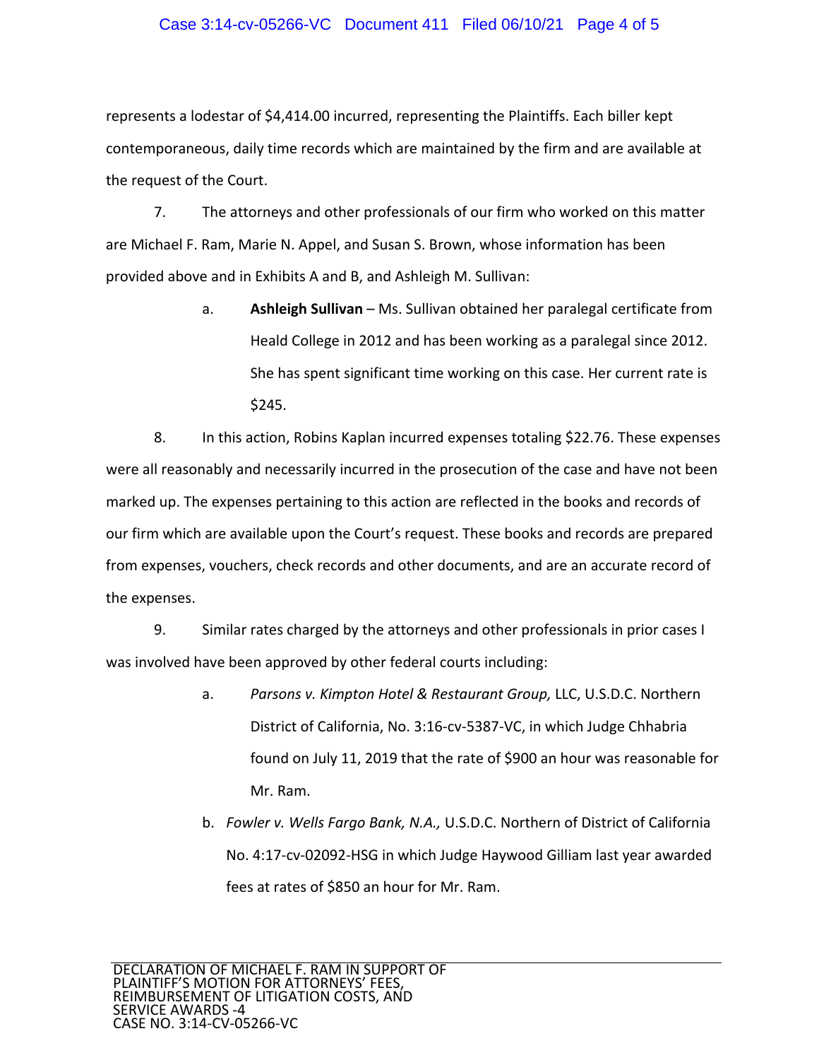represents a lodestar of $4,414.00 incurred, representing the Plaintiffs. Each biller kept contemporaneous, daily time records which are maintained by the firm and are available at the request of the Court.

7. The attorneys and other professionals of our firm who worked on this matter are Michael F. Ram, Marie N. Appel, and Susan S. Brown, whose information has been provided above and in Exhibits A and B, and Ashleigh M. Sullivan:

   a. **Ashleigh Sullivan** – Ms. Sullivan obtained her paralegal certificate from Heald College in 2012 and has been working as a paralegal since 2012. She has spent significant time working on this case. Her current rate is $245.

8. In this action, Robins Kaplan incurred expenses totaling $22.76. These expenses were all reasonably and necessarily incurred in the prosecution of the case and have not been marked up. The expenses pertaining to this action are reflected in the books and records of our firm which are available upon the Court's request. These books and records are prepared from expenses, vouchers, check records and other documents, and are an accurate record of the expenses.

9. Similar rates charged by the attorneys and other professionals in prior cases I was involved have been approved by other federal courts including:

   a. *Parsons v. Kimpton Hotel & Restaurant Group,* LLC, U.S.D.C. Northern District of California, No. 3:16-cv-5387-VC, in which Judge Chhabria found on July 11, 2019 that the rate of $900 an hour was reasonable for Mr. Ram.

   b. *Fowler v. Wells Fargo Bank, N.A.,* U.S.D.C. Northern of District of California No. 4:17-cv-02092-HSG in which Judge Haywood Gilliam last year awarded fees at rates of $850 an hour for Mr. Ram.

DECLARATION OF MICHAEL F. RAM IN SUPPORT OF PLAINTIFF'S MOTION FOR ATTORNEYS' FEES, REIMBURSEMENT OF LITIGATION COSTS, AND SERVICE AWARDS -4
CASE NO. 3:14-CV-05266-VC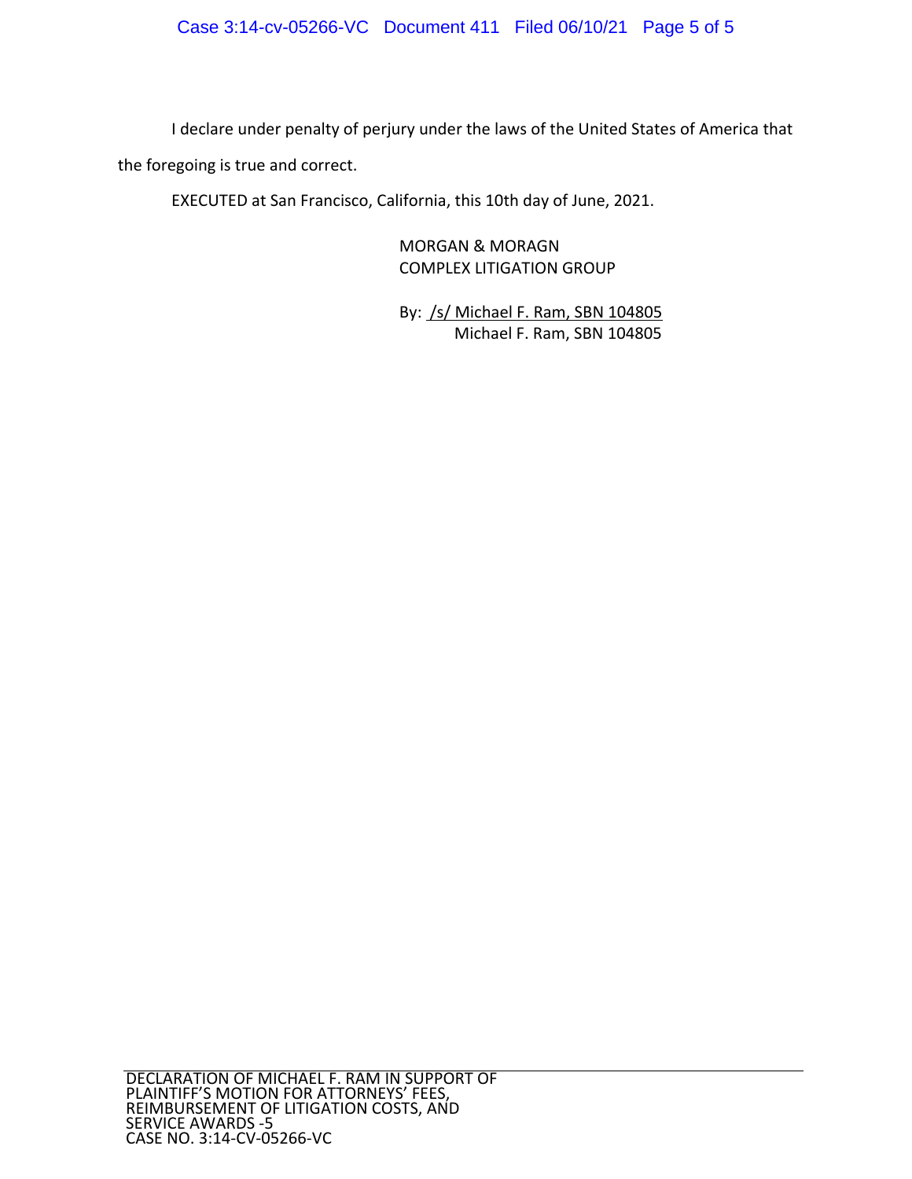I declare under penalty of perjury under the laws of the United States of America that the foregoing is true and correct.

EXECUTED at San Francisco, California, this 10th day of June, 2021.

MORGAN & MORAGN
COMPLEX LITIGATION GROUP

By: /s/ Michael F. Ram, SBN 104805
Michael F. Ram, SBN 104805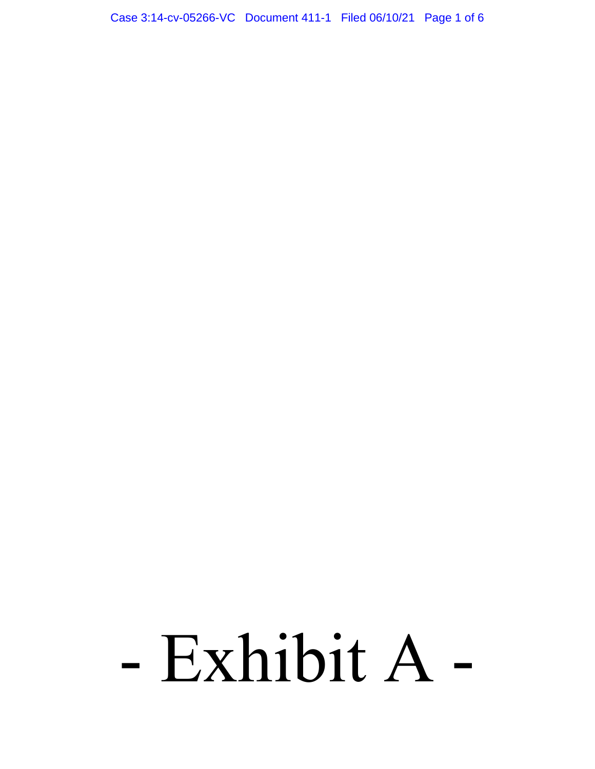# - Exhibit A -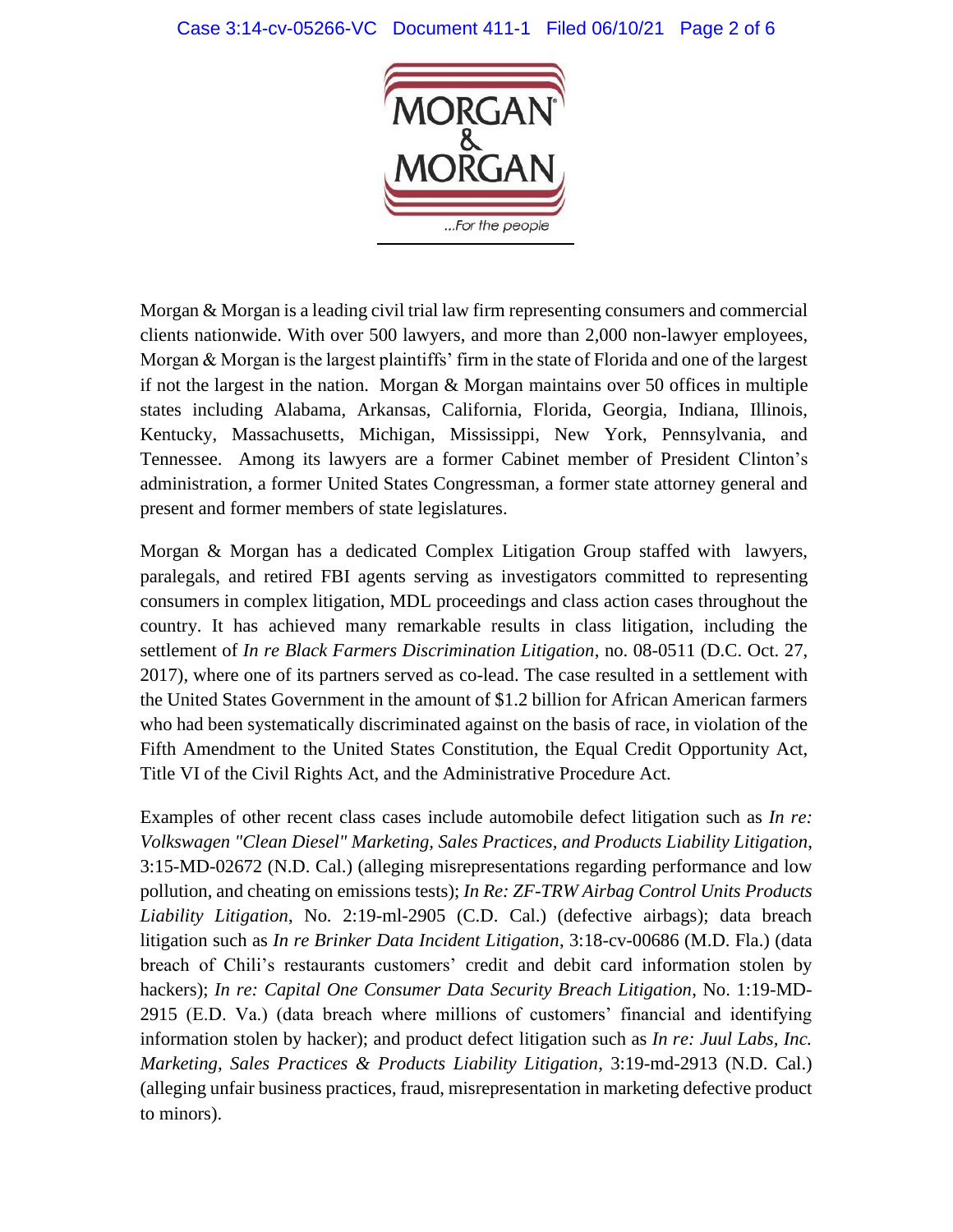MORGAN & MORGAN

...For the people

Morgan & Morgan is a leading civil trial law firm representing consumers and commercial clients nationwide. With over 500 lawyers, and more than 2,000 non-lawyer employees, Morgan & Morgan is the largest plaintiffs' firm in the state of Florida and one of the largest if not the largest in the nation. Morgan & Morgan maintains over 50 offices in multiple states including Alabama, Arkansas, California, Florida, Georgia, Indiana, Illinois, Kentucky, Massachusetts, Michigan, Mississippi, New York, Pennsylvania, and Tennessee. Among its lawyers are a former Cabinet member of President Clinton's administration, a former United States Congressman, a former state attorney general and present and former members of state legislatures.

Morgan & Morgan has a dedicated Complex Litigation Group staffed with lawyers, paralegals, and retired FBI agents serving as investigators committed to representing consumers in complex litigation, MDL proceedings and class action cases throughout the country. It has achieved many remarkable results in class litigation, including the settlement of *In re Black Farmers Discrimination Litigation*, no. 08-0511 (D.C. Oct. 27, 2017), where one of its partners served as co-lead. The case resulted in a settlement with the United States Government in the amount of $1.2 billion for African American farmers who had been systematically discriminated against on the basis of race, in violation of the Fifth Amendment to the United States Constitution, the Equal Credit Opportunity Act, Title VI of the Civil Rights Act, and the Administrative Procedure Act.

Examples of other recent class cases include automobile defect litigation such as *In re: Volkswagen "Clean Diesel" Marketing, Sales Practices, and Products Liability Litigation*, 3:15-MD-02672 (N.D. Cal.) (alleging misrepresentations regarding performance and low pollution, and cheating on emissions tests); *In Re: ZF-TRW Airbag Control Units Products Liability Litigation*, No. 2:19-ml-2905 (C.D. Cal.) (defective airbags); data breach litigation such as *In re Brinker Data Incident Litigation*, 3:18-cv-00686 (M.D. Fla.) (data breach of Chili's restaurants customers' credit and debit card information stolen by hackers); *In re: Capital One Consumer Data Security Breach Litigation*, No. 1:19-MD-2915 (E.D. Va.) (data breach where millions of customers' financial and identifying information stolen by hacker); and product defect litigation such as *In re: Juul Labs, Inc. Marketing, Sales Practices & Products Liability Litigation*, 3:19-md-2913 (N.D. Cal.) (alleging unfair business practices, fraud, misrepresentation in marketing defective product to minors).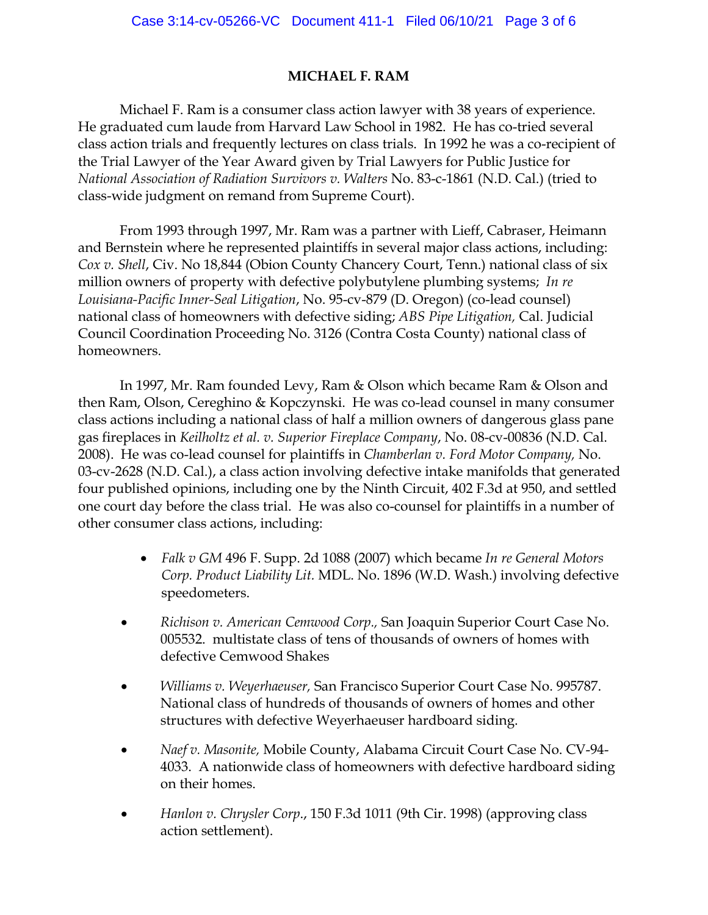**MICHAEL F. RAM**

Michael F. Ram is a consumer class action lawyer with 38 years of experience. He graduated cum laude from Harvard Law School in 1982. He has co-tried several class action trials and frequently lectures on class trials. In 1992 he was a co-recipient of the Trial Lawyer of the Year Award given by Trial Lawyers for Public Justice for *National Association of Radiation Survivors v. Walters* No. 83-c-1861 (N.D. Cal.) (tried to class-wide judgment on remand from Supreme Court).

From 1993 through 1997, Mr. Ram was a partner with Lieff, Cabraser, Heimann and Bernstein where he represented plaintiffs in several major class actions, including: *Cox v. Shell*, Civ. No 18,844 (Obion County Chancery Court, Tenn.) national class of six million owners of property with defective polybutylene plumbing systems; *In re Louisiana-Pacific Inner-Seal Litigation*, No. 95-cv-879 (D. Oregon) (co-lead counsel) national class of homeowners with defective siding; *ABS Pipe Litigation,* Cal. Judicial Council Coordination Proceeding No. 3126 (Contra Costa County) national class of homeowners.

In 1997, Mr. Ram founded Levy, Ram & Olson which became Ram & Olson and then Ram, Olson, Cereghino & Kopczynski. He was co-lead counsel in many consumer class actions including a national class of half a million owners of dangerous glass pane gas fireplaces in *Keilholtz et al. v. Superior Fireplace Company*, No. 08-cv-00836 (N.D. Cal. 2008). He was co-lead counsel for plaintiffs in *Chamberlan v. Ford Motor Company,* No. 03-cv-2628 (N.D. Cal.), a class action involving defective intake manifolds that generated four published opinions, including one by the Ninth Circuit, 402 F.3d at 950, and settled one court day before the class trial. He was also co-counsel for plaintiffs in a number of other consumer class actions, including:

- *Falk v GM* 496 F. Supp. 2d 1088 (2007) which became *In re General Motors Corp. Product Liability Lit.* MDL. No. 1896 (W.D. Wash.) involving defective speedometers.
- *Richison v. American Cemwood Corp.,* San Joaquin Superior Court Case No. 005532. multistate class of tens of thousands of owners of homes with defective Cemwood Shakes
- *Williams v. Weyerhaeuser,* San Francisco Superior Court Case No. 995787. National class of hundreds of thousands of owners of homes and other structures with defective Weyerhaeuser hardboard siding.
- *Naef v. Masonite,* Mobile County, Alabama Circuit Court Case No. CV-94-4033. A nationwide class of homeowners with defective hardboard siding on their homes.
- *Hanlon v. Chrysler Corp.*, 150 F.3d 1011 (9th Cir. 1998) (approving class action settlement).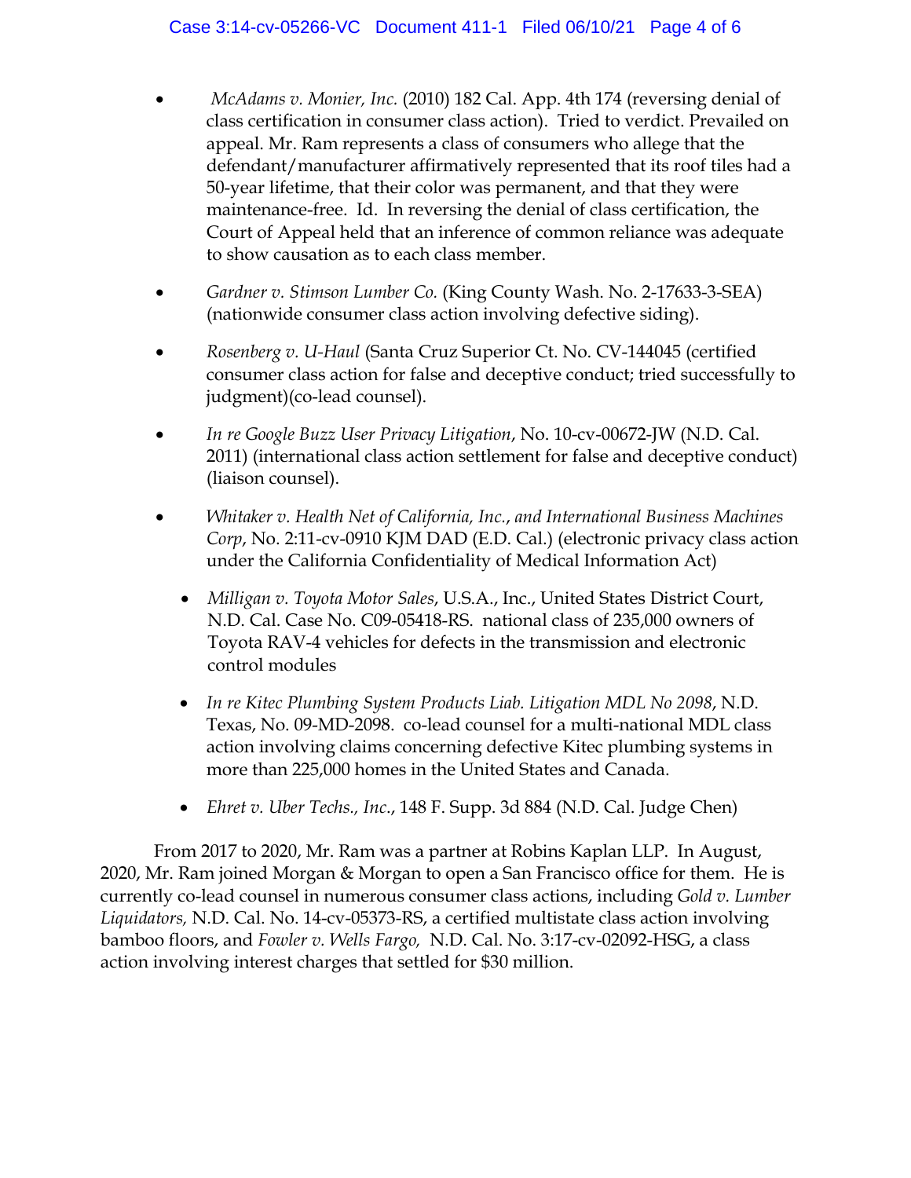- *McAdams v. Monier, Inc.* (2010) 182 Cal. App. 4th 174 (reversing denial of class certification in consumer class action). Tried to verdict. Prevailed on appeal. Mr. Ram represents a class of consumers who allege that the defendant/manufacturer affirmatively represented that its roof tiles had a 50-year lifetime, that their color was permanent, and that they were maintenance-free. Id. In reversing the denial of class certification, the Court of Appeal held that an inference of common reliance was adequate to show causation as to each class member.

- *Gardner v. Stimson Lumber Co.* (King County Wash. No. 2-17633-3-SEA) (nationwide consumer class action involving defective siding).

- *Rosenberg v. U-Haul* (Santa Cruz Superior Ct. No. CV-144045 (certified consumer class action for false and deceptive conduct; tried successfully to judgment)(co-lead counsel).

- *In re Google Buzz User Privacy Litigation*, No. 10-cv-00672-JW (N.D. Cal. 2011) (international class action settlement for false and deceptive conduct) (liaison counsel).

- *Whitaker v. Health Net of California, Inc., and International Business Machines Corp*, No. 2:11-cv-0910 KJM DAD (E.D. Cal.) (electronic privacy class action under the California Confidentiality of Medical Information Act)

- *Milligan v. Toyota Motor Sales*, U.S.A., Inc., United States District Court, N.D. Cal. Case No. C09-05418-RS. national class of 235,000 owners of Toyota RAV-4 vehicles for defects in the transmission and electronic control modules

- *In re Kitec Plumbing System Products Liab. Litigation MDL No 2098*, N.D. Texas, No. 09-MD-2098. co-lead counsel for a multi-national MDL class action involving claims concerning defective Kitec plumbing systems in more than 225,000 homes in the United States and Canada.

- *Ehret v. Uber Techs., Inc.*, 148 F. Supp. 3d 884 (N.D. Cal. Judge Chen)

From 2017 to 2020, Mr. Ram was a partner at Robins Kaplan LLP. In August, 2020, Mr. Ram joined Morgan & Morgan to open a San Francisco office for them. He is currently co-lead counsel in numerous consumer class actions, including *Gold v. Lumber Liquidators*, N.D. Cal. No. 14-cv-05373-RS, a certified multistate class action involving bamboo floors, and *Fowler v. Wells Fargo*, N.D. Cal. No. 3:17-cv-02092-HSG, a class action involving interest charges that settled for $30 million.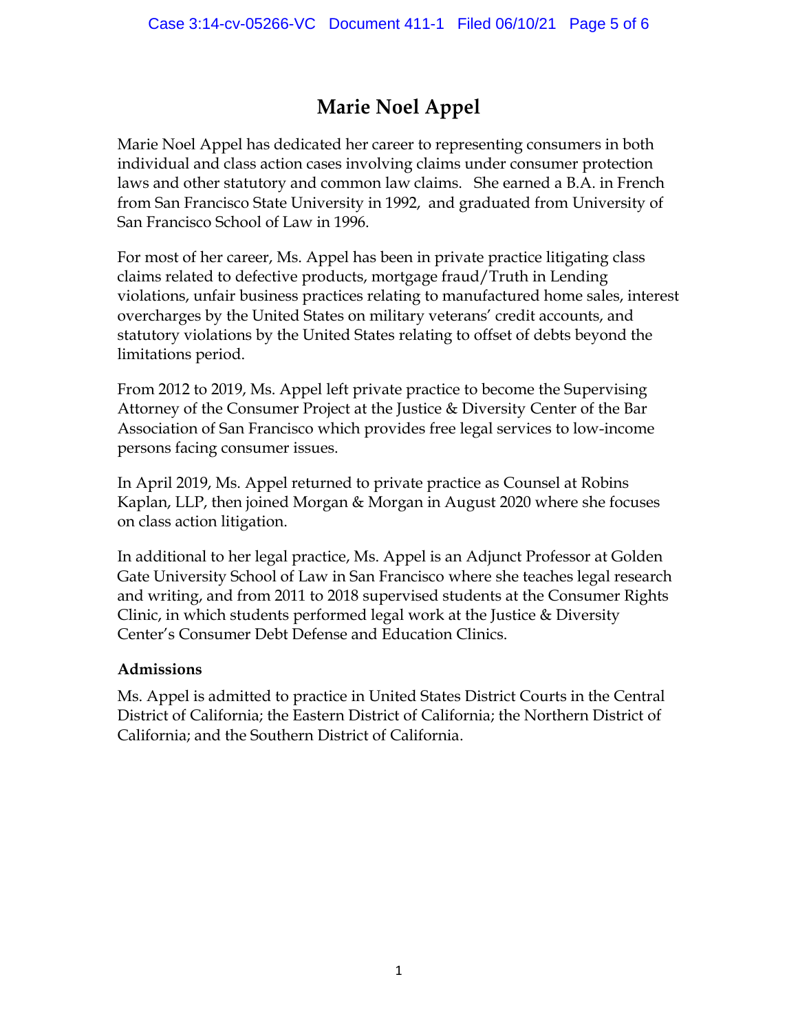# Marie Noel Appel

Marie Noel Appel has dedicated her career to representing consumers in both individual and class action cases involving claims under consumer protection laws and other statutory and common law claims. She earned a B.A. in French from San Francisco State University in 1992, and graduated from University of San Francisco School of Law in 1996.

For most of her career, Ms. Appel has been in private practice litigating class claims related to defective products, mortgage fraud/Truth in Lending violations, unfair business practices relating to manufactured home sales, interest overcharges by the United States on military veterans' credit accounts, and statutory violations by the United States relating to offset of debts beyond the limitations period.

From 2012 to 2019, Ms. Appel left private practice to become the Supervising Attorney of the Consumer Project at the Justice & Diversity Center of the Bar Association of San Francisco which provides free legal services to low-income persons facing consumer issues.

In April 2019, Ms. Appel returned to private practice as Counsel at Robins Kaplan, LLP, then joined Morgan & Morgan in August 2020 where she focuses on class action litigation.

In additional to her legal practice, Ms. Appel is an Adjunct Professor at Golden Gate University School of Law in San Francisco where she teaches legal research and writing, and from 2011 to 2018 supervised students at the Consumer Rights Clinic, in which students performed legal work at the Justice & Diversity Center's Consumer Debt Defense and Education Clinics.

**Admissions**

Ms. Appel is admitted to practice in United States District Courts in the Central District of California; the Eastern District of California; the Northern District of California; and the Southern District of California.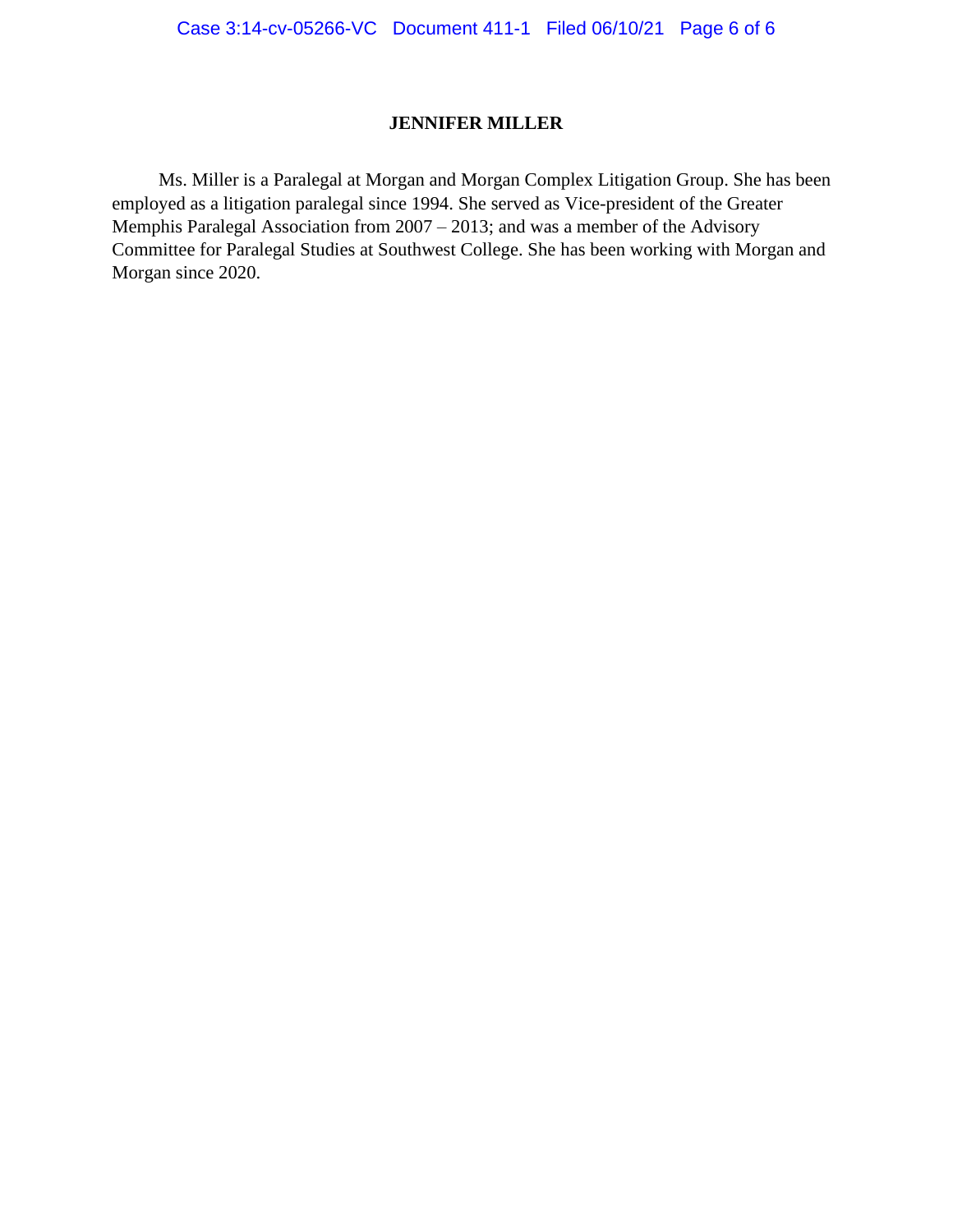## JENNIFER MILLER

Ms. Miller is a Paralegal at Morgan and Morgan Complex Litigation Group. She has been employed as a litigation paralegal since 1994. She served as Vice-president of the Greater Memphis Paralegal Association from 2007 – 2013; and was a member of the Advisory Committee for Paralegal Studies at Southwest College. She has been working with Morgan and Morgan since 2020.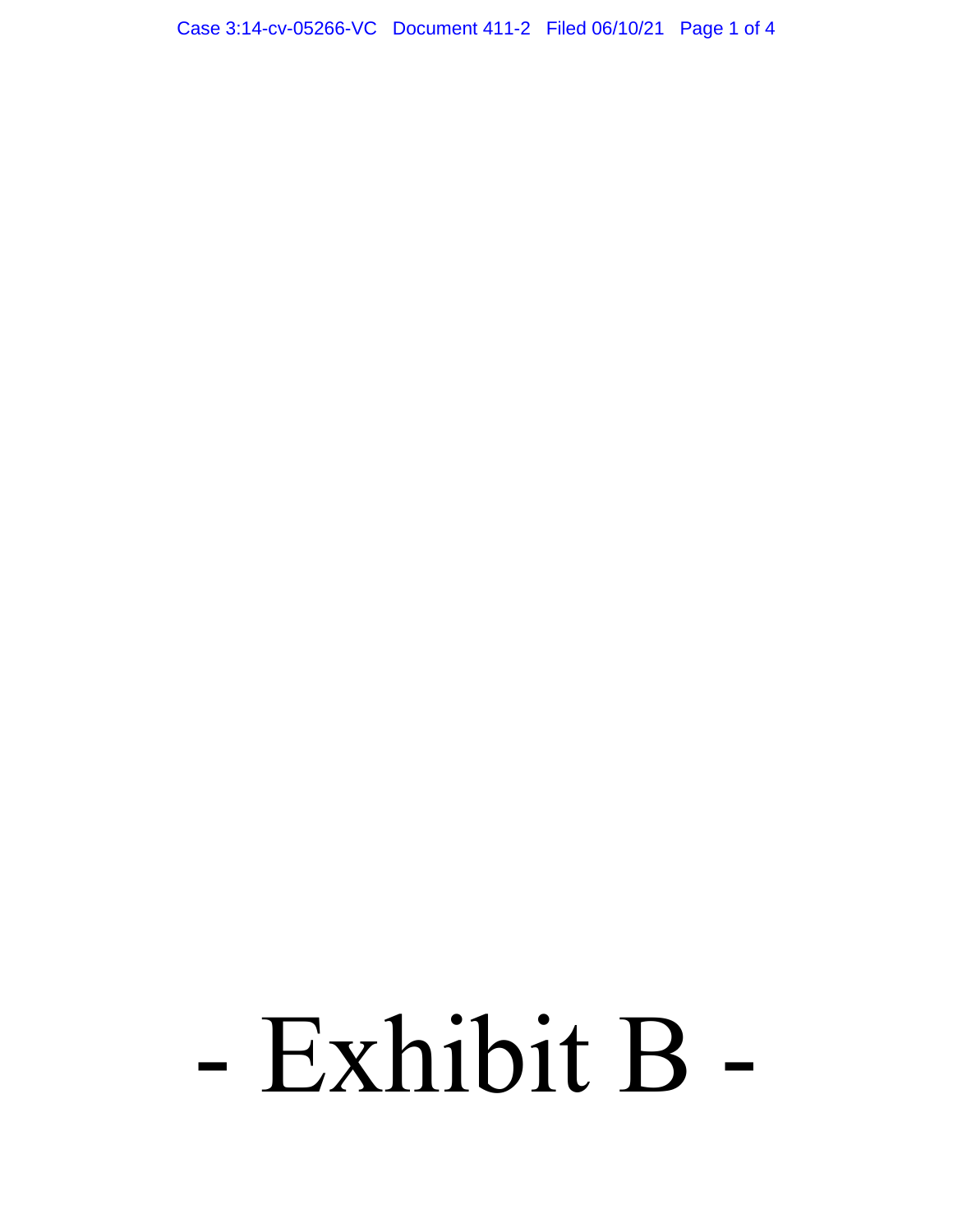# - Exhibit B -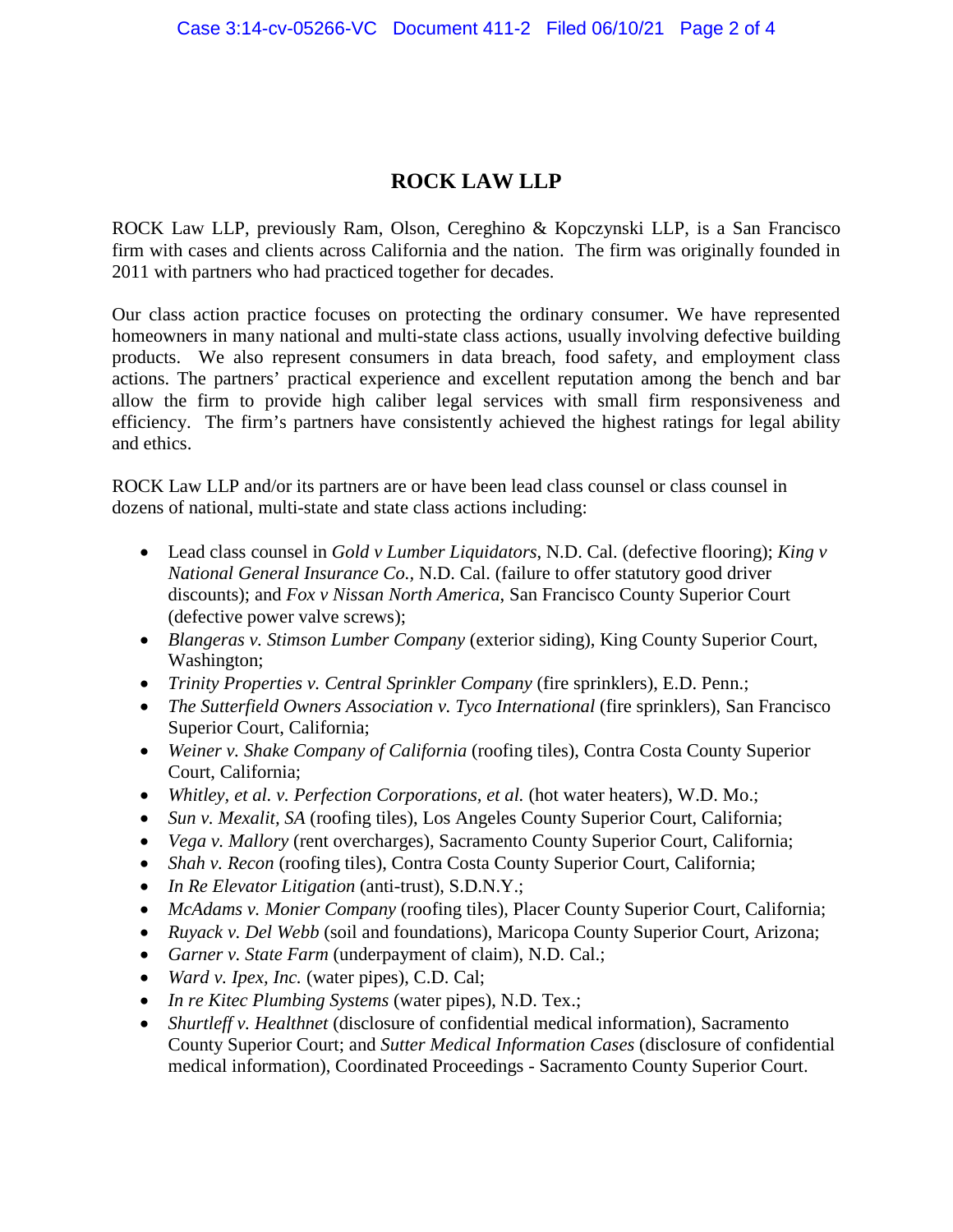# ROCK LAW LLP

ROCK Law LLP, previously Ram, Olson, Cereghino & Kopczynski LLP, is a San Francisco firm with cases and clients across California and the nation. The firm was originally founded in 2011 with partners who had practiced together for decades.

Our class action practice focuses on protecting the ordinary consumer. We have represented homeowners in many national and multi-state class actions, usually involving defective building products. We also represent consumers in data breach, food safety, and employment class actions. The partners' practical experience and excellent reputation among the bench and bar allow the firm to provide high caliber legal services with small firm responsiveness and efficiency. The firm's partners have consistently achieved the highest ratings for legal ability and ethics.

ROCK Law LLP and/or its partners are or have been lead class counsel or class counsel in dozens of national, multi-state and state class actions including:

- Lead class counsel in *Gold v Lumber Liquidators*, N.D. Cal. (defective flooring); *King v National General Insurance Co.*, N.D. Cal. (failure to offer statutory good driver discounts); and *Fox v Nissan North America*, San Francisco County Superior Court (defective power valve screws);
- *Blangeras v. Stimson Lumber Company* (exterior siding), King County Superior Court, Washington;
- *Trinity Properties v. Central Sprinkler Company* (fire sprinklers), E.D. Penn.;
- *The Sutterfield Owners Association v. Tyco International* (fire sprinklers), San Francisco Superior Court, California;
- *Weiner v. Shake Company of California* (roofing tiles), Contra Costa County Superior Court, California;
- *Whitley, et al. v. Perfection Corporations, et al.* (hot water heaters), W.D. Mo.;
- *Sun v. Mexalit, SA* (roofing tiles), Los Angeles County Superior Court, California;
- *Vega v. Mallory* (rent overcharges), Sacramento County Superior Court, California;
- *Shah v. Recon* (roofing tiles), Contra Costa County Superior Court, California;
- *In Re Elevator Litigation* (anti-trust), S.D.N.Y.;
- *McAdams v. Monier Company* (roofing tiles), Placer County Superior Court, California;
- *Ruyack v. Del Webb* (soil and foundations), Maricopa County Superior Court, Arizona;
- *Garner v. State Farm* (underpayment of claim), N.D. Cal.;
- *Ward v. Ipex, Inc.* (water pipes), C.D. Cal;
- *In re Kitec Plumbing Systems* (water pipes), N.D. Tex.;
- *Shurtleff v. Healthnet* (disclosure of confidential medical information), Sacramento County Superior Court; and *Sutter Medical Information Cases* (disclosure of confidential medical information), Coordinated Proceedings - Sacramento County Superior Court.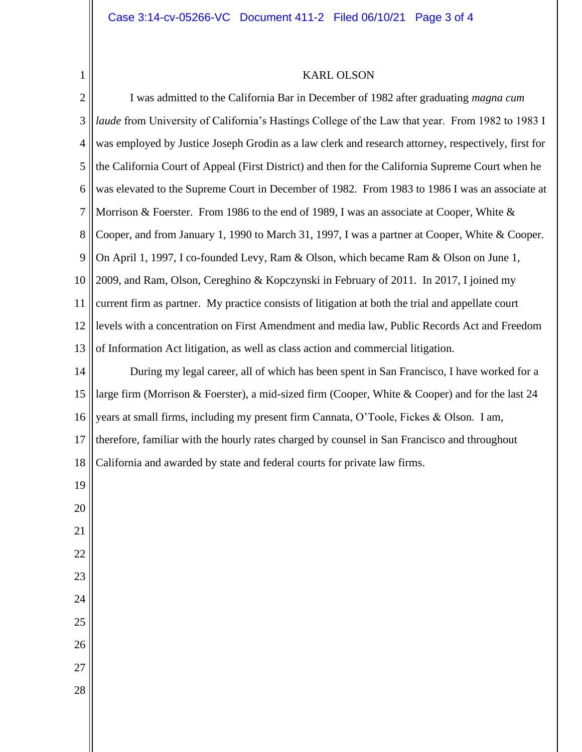## KARL OLSON

I was admitted to the California Bar in December of 1982 after graduating *magna cum laude* from University of California's Hastings College of the Law that year. From 1982 to 1983 I was employed by Justice Joseph Grodin as a law clerk and research attorney, respectively, first for the California Court of Appeal (First District) and then for the California Supreme Court when he was elevated to the Supreme Court in December of 1982. From 1983 to 1986 I was an associate at Morrison & Foerster. From 1986 to the end of 1989, I was an associate at Cooper, White & Cooper, and from January 1, 1990 to March 31, 1997, I was a partner at Cooper, White & Cooper. On April 1, 1997, I co-founded Levy, Ram & Olson, which became Ram & Olson on June 1, 2009, and Ram, Olson, Cereghino & Kopczynski in February of 2011. In 2017, I joined my current firm as partner. My practice consists of litigation at both the trial and appellate court levels with a concentration on First Amendment and media law, Public Records Act and Freedom of Information Act litigation, as well as class action and commercial litigation.

During my legal career, all of which has been spent in San Francisco, I have worked for a large firm (Morrison & Foerster), a mid-sized firm (Cooper, White & Cooper) and for the last 24 years at small firms, including my present firm Cannata, O'Toole, Fickes & Olson. I am, therefore, familiar with the hourly rates charged by counsel in San Francisco and throughout California and awarded by state and federal courts for private law firms.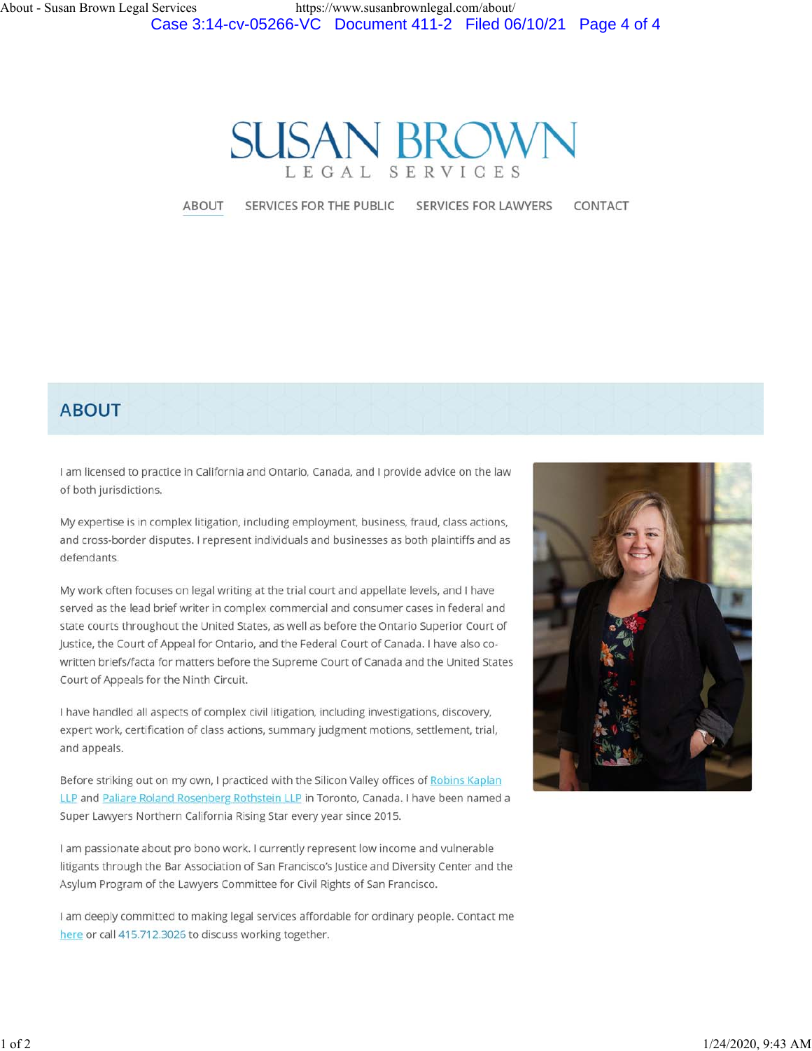# SUSAN BROWN
LEGAL SERVICES

ABOUT SERVICES FOR THE PUBLIC SERVICES FOR LAWYERS CONTACT

## ABOUT

I am licensed to practice in California and Ontario, Canada, and I provide advice on the law of both jurisdictions.

My expertise is in complex litigation, including employment, business, fraud, class actions, and cross-border disputes. I represent individuals and businesses as both plaintiffs and as defendants.

My work often focuses on legal writing at the trial court and appellate levels, and I have served as the lead brief writer in complex commercial and consumer cases in federal and state courts throughout the United States, as well as before the Ontario Superior Court of Justice, the Court of Appeal for Ontario, and the Federal Court of Canada. I have also co-written briefs/facta for matters before the Supreme Court of Canada and the United States Court of Appeals for the Ninth Circuit.

I have handled all aspects of complex civil litigation, including investigations, discovery, expert work, certification of class actions, summary judgment motions, settlement, trial, and appeals.

Before striking out on my own, I practiced with the Silicon Valley offices of Robins Kaplan LLP and Paliare Roland Rosenberg Rothstein LLP in Toronto, Canada. I have been named a Super Lawyers Northern California Rising Star every year since 2015.

I am passionate about pro bono work. I currently represent low income and vulnerable litigants through the Bar Association of San Francisco's Justice and Diversity Center and the Asylum Program of the Lawyers Committee for Civil Rights of San Francisco.

I am deeply committed to making legal services affordable for ordinary people. Contact me here or call 415.712.3026 to discuss working together.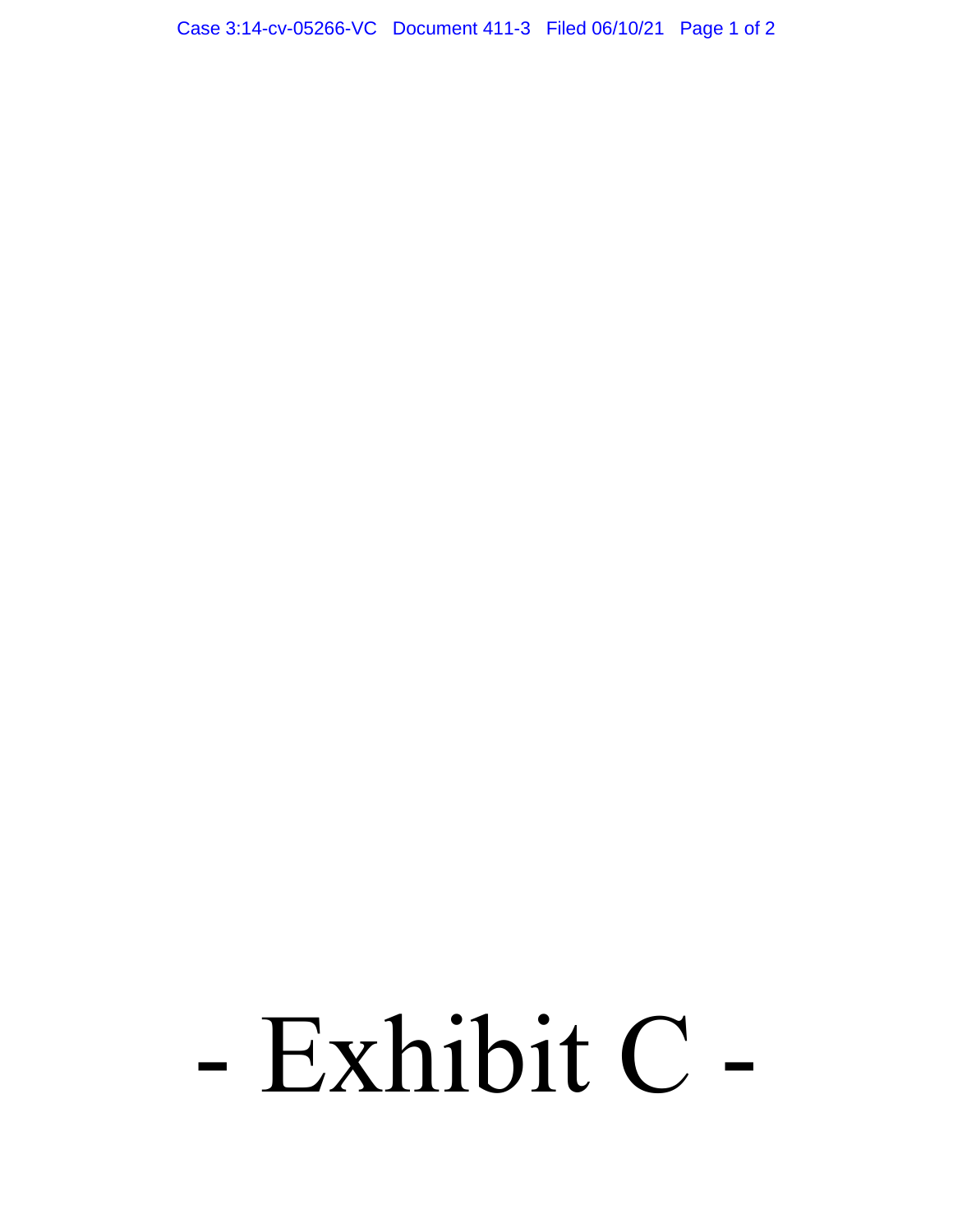# - Exhibit C -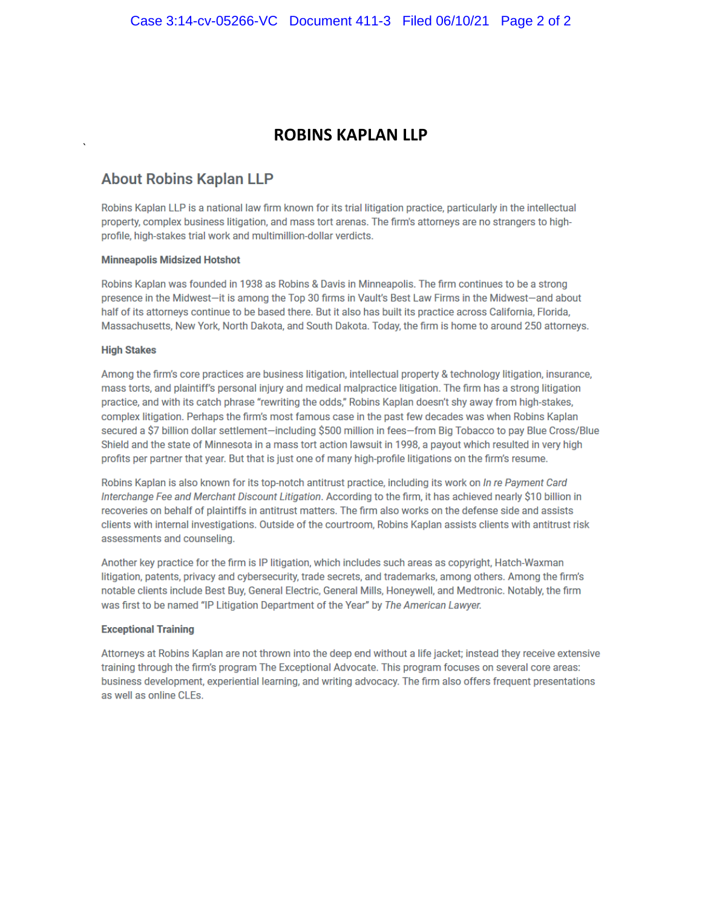# ROBINS KAPLAN LLP

## About Robins Kaplan LLP

Robins Kaplan LLP is a national law firm known for its trial litigation practice, particularly in the intellectual property, complex business litigation, and mass tort arenas. The firm's attorneys are no strangers to high-profile, high-stakes trial work and multimillion-dollar verdicts.

**Minneapolis Midsized Hotshot**

Robins Kaplan was founded in 1938 as Robins & Davis in Minneapolis. The firm continues to be a strong presence in the Midwest—it is among the Top 30 firms in Vault's Best Law Firms in the Midwest—and about half of its attorneys continue to be based there. But it also has built its practice across California, Florida, Massachusetts, New York, North Dakota, and South Dakota. Today, the firm is home to around 250 attorneys.

**High Stakes**

Among the firm's core practices are business litigation, intellectual property & technology litigation, insurance, mass torts, and plaintiff's personal injury and medical malpractice litigation. The firm has a strong litigation practice, and with its catch phrase "rewriting the odds," Robins Kaplan doesn't shy away from high-stakes, complex litigation. Perhaps the firm's most famous case in the past few decades was when Robins Kaplan secured a $7 billion dollar settlement—including $500 million in fees—from Big Tobacco to pay Blue Cross/Blue Shield and the state of Minnesota in a mass tort action lawsuit in 1998, a payout which resulted in very high profits per partner that year. But that is just one of many high-profile litigations on the firm's resume.

Robins Kaplan is also known for its top-notch antitrust practice, including its work on *In re Payment Card Interchange Fee and Merchant Discount Litigation*. According to the firm, it has achieved nearly $10 billion in recoveries on behalf of plaintiffs in antitrust matters. The firm also works on the defense side and assists clients with internal investigations. Outside of the courtroom, Robins Kaplan assists clients with antitrust risk assessments and counseling.

Another key practice for the firm is IP litigation, which includes such areas as copyright, Hatch-Waxman litigation, patents, privacy and cybersecurity, trade secrets, and trademarks, among others. Among the firm's notable clients include Best Buy, General Electric, General Mills, Honeywell, and Medtronic. Notably, the firm was first to be named "IP Litigation Department of the Year" by *The American Lawyer.*

**Exceptional Training**

Attorneys at Robins Kaplan are not thrown into the deep end without a life jacket; instead they receive extensive training through the firm's program The Exceptional Advocate. This program focuses on several core areas: business development, experiential learning, and writing advocacy. The firm also offers frequent presentations as well as online CLEs.